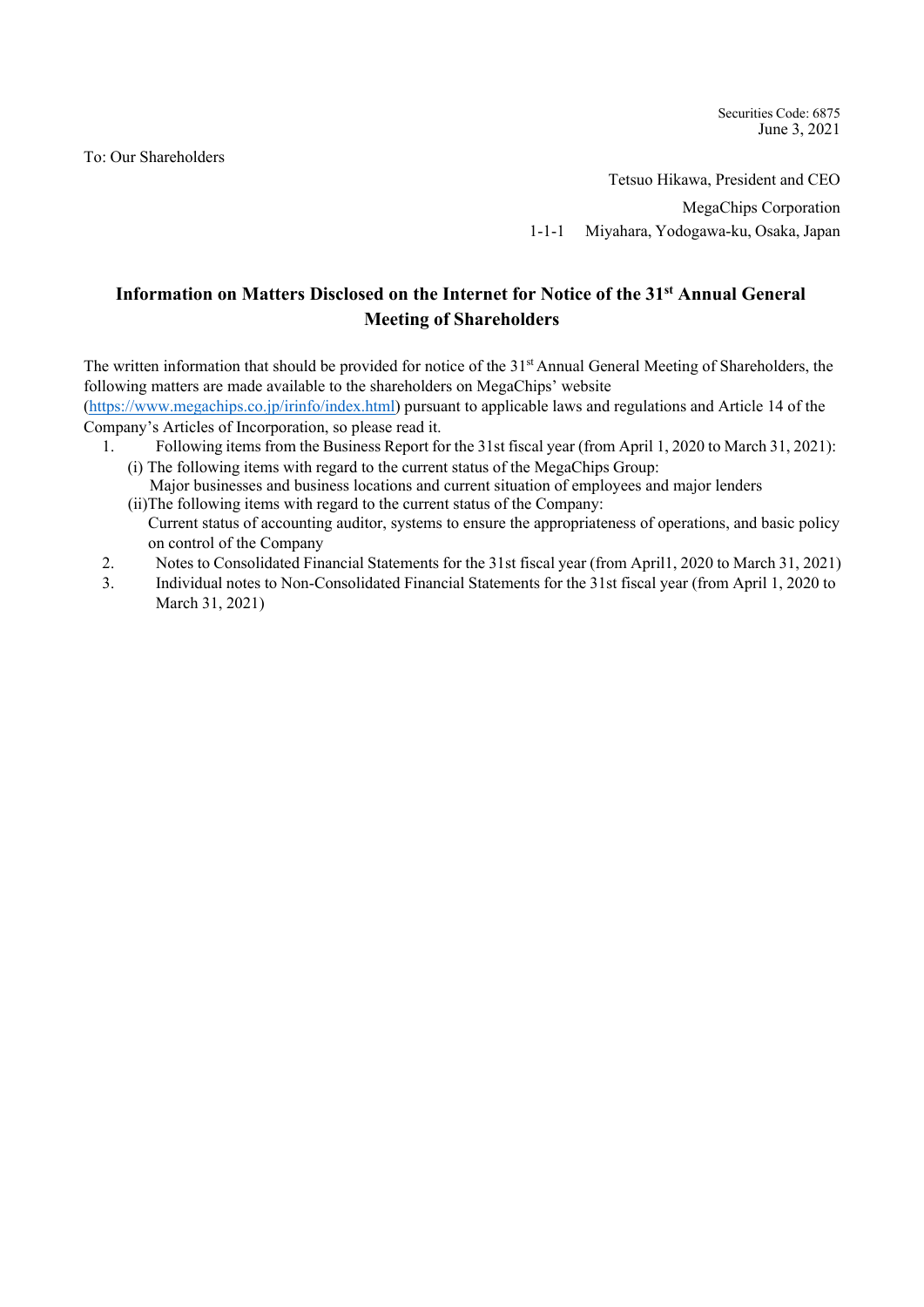Securities Code: 6875
June 3, 2021

To: Our Shareholders

Tetsuo Hikawa, President and CEO

MegaChips Corporation

1-1-1 Miyahara, Yodogawa-ku, Osaka, Japan

# Information on Matters Disclosed on the Internet for Notice of the 31st Annual General Meeting of Shareholders

The written information that should be provided for notice of the 31st Annual General Meeting of Shareholders, the following matters are made available to the shareholders on MegaChips' website (https://www.megachips.co.jp/irinfo/index.html) pursuant to applicable laws and regulations and Article 14 of the Company's Articles of Incorporation, so please read it.

1. Following items from the Business Report for the 31st fiscal year (from April 1, 2020 to March 31, 2021):
   (i) The following items with regard to the current status of the MegaChips Group:
   Major businesses and business locations and current situation of employees and major lenders
   (ii)The following items with regard to the current status of the Company:
   Current status of accounting auditor, systems to ensure the appropriateness of operations, and basic policy on control of the Company
2. Notes to Consolidated Financial Statements for the 31st fiscal year (from April1, 2020 to March 31, 2021)
3. Individual notes to Non-Consolidated Financial Statements for the 31st fiscal year (from April 1, 2020 to March 31, 2021)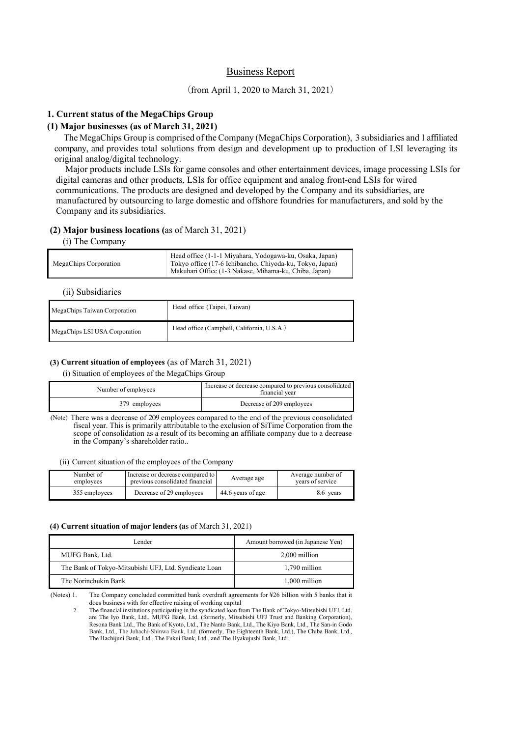# Business Report

(from April 1, 2020 to March 31, 2021)

## 1. Current status of the MegaChips Group

### (1) Major businesses (as of March 31, 2021)

The MegaChips Group is comprised of the Company (MegaChips Corporation), 3 subsidiaries and 1 affiliated company, and provides total solutions from design and development up to production of LSI leveraging its original analog/digital technology.

Major products include LSIs for game consoles and other entertainment devices, image processing LSIs for digital cameras and other products, LSIs for office equipment and analog front-end LSIs for wired communications. The products are designed and developed by the Company and its subsidiaries, are manufactured by outsourcing to large domestic and offshore foundries for manufacturers, and sold by the Company and its subsidiaries.

### (2) Major business locations (as of March 31, 2021)

(i) The Company

| | |
|---|---|
| MegaChips Corporation | Head office (1-1-1 Miyahara, Yodogawa-ku, Osaka, Japan)<br>Tokyo office (17-6 Ichibancho, Chiyoda-ku, Tokyo, Japan)<br>Makuhari Office (1-3 Nakase, Mihama-ku, Chiba, Japan) |

(ii) Subsidiaries

| | |
|---|---|
| MegaChips Taiwan Corporation | Head office (Taipei, Taiwan) |
| MegaChips LSI USA Corporation | Head office (Campbell, California, U.S.A.) |

### (3) Current situation of employees (as of March 31, 2021)

(i) Situation of employees of the MegaChips Group

| Number of employees | Increase or decrease compared to previous consolidated financial year |
|---|---|
| 379 employees | Decrease of 209 employees |

(Note) There was a decrease of 209 employees compared to the end of the previous consolidated fiscal year. This is primarily attributable to the exclusion of SiTime Corporation from the scope of consolidation as a result of its becoming an affiliate company due to a decrease in the Company's shareholder ratio..

(ii) Current situation of the employees of the Company

| Number of employees | Increase or decrease compared to previous consolidated financial | Average age | Average number of years of service |
|---|---|---|---|
| 355 employees | Decrease of 29 employees | 44.6 years of age | 8.6 years |

### (4) Current situation of major lenders (as of March 31, 2021)

| Lender | Amount borrowed (in Japanese Yen) |
|---|---|
| MUFG Bank, Ltd. | 2,000 million |
| The Bank of Tokyo-Mitsubishi UFJ, Ltd. Syndicate Loan | 1,790 million |
| The Norinchukin Bank | 1,000 million |

(Notes) 1. The Company concluded committed bank overdraft agreements for ¥26 billion with 5 banks that it does business with for effective raising of working capital

2. The financial institutions participating in the syndicated loan from The Bank of Tokyo-Mitsubishi UFJ, Ltd. are The Iyo Bank, Ltd., MUFG Bank, Ltd. (formerly, Mitsubishi UFJ Trust and Banking Corporation), Resona Bank Ltd., The Bank of Kyoto, Ltd., The Nanto Bank, Ltd., The Kiyo Bank, Ltd., The San-in Godo Bank, Ltd., The Juhachi-Shinwa Bank, Ltd. (formerly, The Eighteenth Bank, Ltd.), The Chiba Bank, Ltd., The Hachijuni Bank, Ltd., The Fukui Bank, Ltd., and The Hyakujushi Bank, Ltd..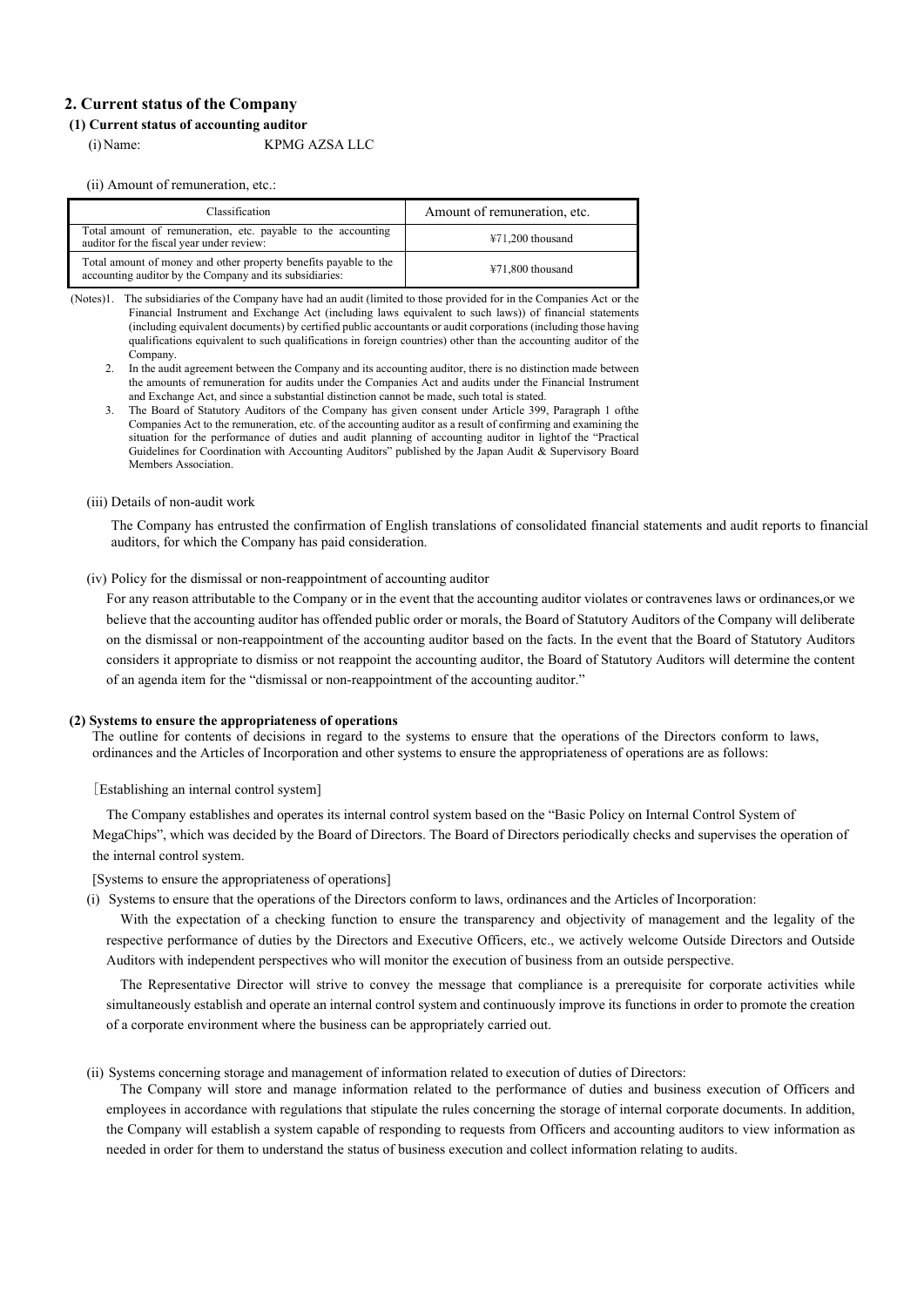## 2. Current status of the Company

### (1) Current status of accounting auditor

(i) Name: KPMG AZSA LLC

(ii) Amount of remuneration, etc.:

| Classification | Amount of remuneration, etc. |
|---|---|
| Total amount of remuneration, etc. payable to the accounting auditor for the fiscal year under review: | ¥71,200 thousand |
| Total amount of money and other property benefits payable to the accounting auditor by the Company and its subsidiaries: | ¥71,800 thousand |

(Notes)1. The subsidiaries of the Company have had an audit (limited to those provided for in the Companies Act or the Financial Instrument and Exchange Act (including laws equivalent to such laws)) of financial statements (including equivalent documents) by certified public accountants or audit corporations (including those having qualifications equivalent to such qualifications in foreign countries) other than the accounting auditor of the Company.

2. In the audit agreement between the Company and its accounting auditor, there is no distinction made between the amounts of remuneration for audits under the Companies Act and audits under the Financial Instrument and Exchange Act, and since a substantial distinction cannot be made, such total is stated.

3. The Board of Statutory Auditors of the Company has given consent under Article 399, Paragraph 1 ofthe Companies Act to the remuneration, etc. of the accounting auditor as a result of confirming and examining the situation for the performance of duties and audit planning of accounting auditor in lightof the "Practical Guidelines for Coordination with Accounting Auditors" published by the Japan Audit & Supervisory Board Members Association.

(iii) Details of non-audit work

The Company has entrusted the confirmation of English translations of consolidated financial statements and audit reports to financial auditors, for which the Company has paid consideration.

(iv) Policy for the dismissal or non-reappointment of accounting auditor

For any reason attributable to the Company or in the event that the accounting auditor violates or contravenes laws or ordinances,or we believe that the accounting auditor has offended public order or morals, the Board of Statutory Auditors of the Company will deliberate on the dismissal or non-reappointment of the accounting auditor based on the facts. In the event that the Board of Statutory Auditors considers it appropriate to dismiss or not reappoint the accounting auditor, the Board of Statutory Auditors will determine the content of an agenda item for the "dismissal or non-reappointment of the accounting auditor."

### (2) Systems to ensure the appropriateness of operations

The outline for contents of decisions in regard to the systems to ensure that the operations of the Directors conform to laws, ordinances and the Articles of Incorporation and other systems to ensure the appropriateness of operations are as follows:

［Establishing an internal control system]

The Company establishes and operates its internal control system based on the "Basic Policy on Internal Control System of MegaChips", which was decided by the Board of Directors. The Board of Directors periodically checks and supervises the operation of the internal control system.

[Systems to ensure the appropriateness of operations]

(i) Systems to ensure that the operations of the Directors conform to laws, ordinances and the Articles of Incorporation:

With the expectation of a checking function to ensure the transparency and objectivity of management and the legality of the respective performance of duties by the Directors and Executive Officers, etc., we actively welcome Outside Directors and Outside Auditors with independent perspectives who will monitor the execution of business from an outside perspective.

The Representative Director will strive to convey the message that compliance is a prerequisite for corporate activities while simultaneously establish and operate an internal control system and continuously improve its functions in order to promote the creation of a corporate environment where the business can be appropriately carried out.

(ii) Systems concerning storage and management of information related to execution of duties of Directors:

The Company will store and manage information related to the performance of duties and business execution of Officers and employees in accordance with regulations that stipulate the rules concerning the storage of internal corporate documents. In addition, the Company will establish a system capable of responding to requests from Officers and accounting auditors to view information as needed in order for them to understand the status of business execution and collect information relating to audits.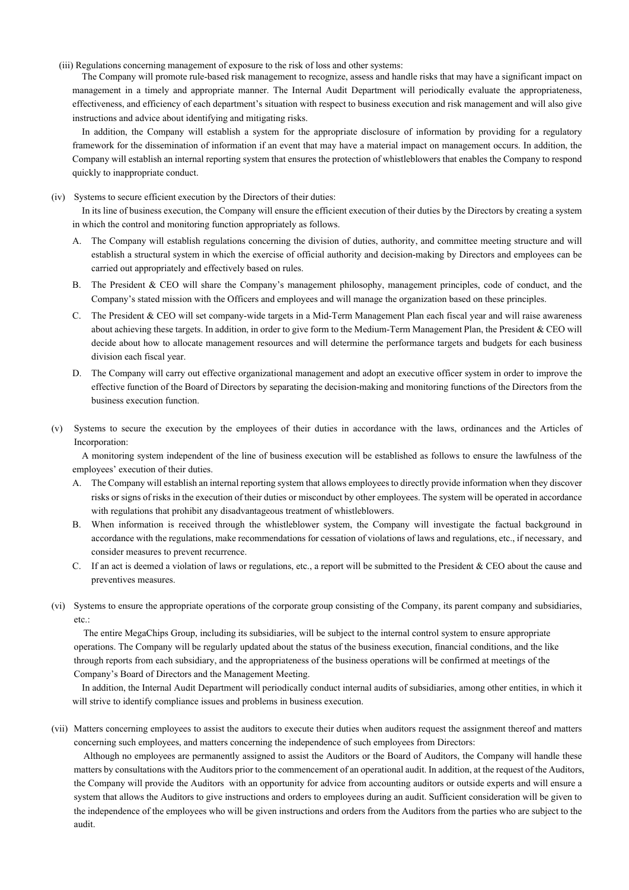(iii) Regulations concerning management of exposure to the risk of loss and other systems:

The Company will promote rule-based risk management to recognize, assess and handle risks that may have a significant impact on management in a timely and appropriate manner. The Internal Audit Department will periodically evaluate the appropriateness, effectiveness, and efficiency of each department's situation with respect to business execution and risk management and will also give instructions and advice about identifying and mitigating risks.

In addition, the Company will establish a system for the appropriate disclosure of information by providing for a regulatory framework for the dissemination of information if an event that may have a material impact on management occurs. In addition, the Company will establish an internal reporting system that ensures the protection of whistleblowers that enables the Company to respond quickly to inappropriate conduct.

(iv) Systems to secure efficient execution by the Directors of their duties:

In its line of business execution, the Company will ensure the efficient execution of their duties by the Directors by creating a system in which the control and monitoring function appropriately as follows.

A. The Company will establish regulations concerning the division of duties, authority, and committee meeting structure and will establish a structural system in which the exercise of official authority and decision-making by Directors and employees can be carried out appropriately and effectively based on rules.

B. The President & CEO will share the Company's management philosophy, management principles, code of conduct, and the Company's stated mission with the Officers and employees and will manage the organization based on these principles.

C. The President & CEO will set company-wide targets in a Mid-Term Management Plan each fiscal year and will raise awareness about achieving these targets. In addition, in order to give form to the Medium-Term Management Plan, the President & CEO will decide about how to allocate management resources and will determine the performance targets and budgets for each business division each fiscal year.

D. The Company will carry out effective organizational management and adopt an executive officer system in order to improve the effective function of the Board of Directors by separating the decision-making and monitoring functions of the Directors from the business execution function.

(v) Systems to secure the execution by the employees of their duties in accordance with the laws, ordinances and the Articles of Incorporation:

A monitoring system independent of the line of business execution will be established as follows to ensure the lawfulness of the employees' execution of their duties.

A. The Company will establish an internal reporting system that allows employees to directly provide information when they discover risks or signs of risks in the execution of their duties or misconduct by other employees. The system will be operated in accordance with regulations that prohibit any disadvantageous treatment of whistleblowers.

B. When information is received through the whistleblower system, the Company will investigate the factual background in accordance with the regulations, make recommendations for cessation of violations of laws and regulations, etc., if necessary, and consider measures to prevent recurrence.

C. If an act is deemed a violation of laws or regulations, etc., a report will be submitted to the President & CEO about the cause and preventives measures.

(vi) Systems to ensure the appropriate operations of the corporate group consisting of the Company, its parent company and subsidiaries, etc.:

The entire MegaChips Group, including its subsidiaries, will be subject to the internal control system to ensure appropriate operations. The Company will be regularly updated about the status of the business execution, financial conditions, and the like through reports from each subsidiary, and the appropriateness of the business operations will be confirmed at meetings of the Company's Board of Directors and the Management Meeting.

In addition, the Internal Audit Department will periodically conduct internal audits of subsidiaries, among other entities, in which it will strive to identify compliance issues and problems in business execution.

(vii) Matters concerning employees to assist the auditors to execute their duties when auditors request the assignment thereof and matters concerning such employees, and matters concerning the independence of such employees from Directors:

Although no employees are permanently assigned to assist the Auditors or the Board of Auditors, the Company will handle these matters by consultations with the Auditors prior to the commencement of an operational audit. In addition, at the request of the Auditors, the Company will provide the Auditors with an opportunity for advice from accounting auditors or outside experts and will ensure a system that allows the Auditors to give instructions and orders to employees during an audit. Sufficient consideration will be given to the independence of the employees who will be given instructions and orders from the Auditors from the parties who are subject to the audit.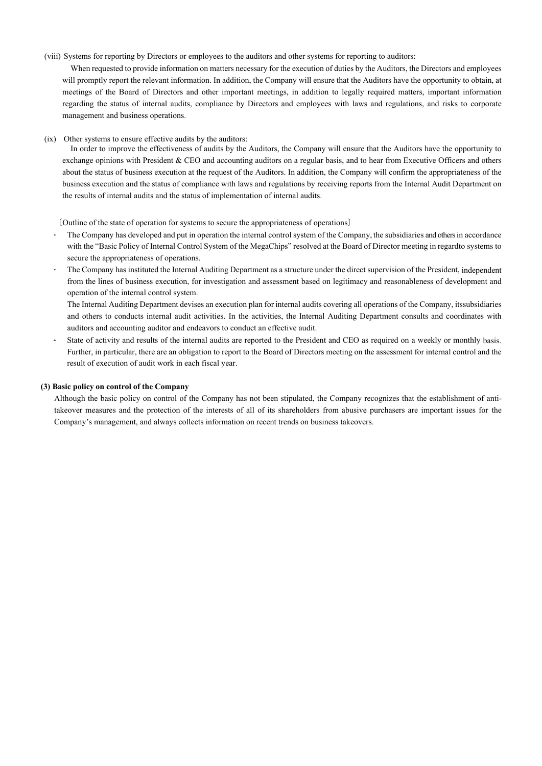(viii) Systems for reporting by Directors or employees to the auditors and other systems for reporting to auditors:

When requested to provide information on matters necessary for the execution of duties by the Auditors, the Directors and employees will promptly report the relevant information. In addition, the Company will ensure that the Auditors have the opportunity to obtain, at meetings of the Board of Directors and other important meetings, in addition to legally required matters, important information regarding the status of internal audits, compliance by Directors and employees with laws and regulations, and risks to corporate management and business operations.

(ix) Other systems to ensure effective audits by the auditors:

In order to improve the effectiveness of audits by the Auditors, the Company will ensure that the Auditors have the opportunity to exchange opinions with President & CEO and accounting auditors on a regular basis, and to hear from Executive Officers and others about the status of business execution at the request of the Auditors. In addition, the Company will confirm the appropriateness of the business execution and the status of compliance with laws and regulations by receiving reports from the Internal Audit Department on the results of internal audits and the status of implementation of internal audits.

〔Outline of the state of operation for systems to secure the appropriateness of operations〕

- The Company has developed and put in operation the internal control system of the Company, the subsidiaries and others in accordance with the "Basic Policy of Internal Control System of the MegaChips" resolved at the Board of Director meeting in regardto systems to secure the appropriateness of operations.
- The Company has instituted the Internal Auditing Department as a structure under the direct supervision of the President, independent from the lines of business execution, for investigation and assessment based on legitimacy and reasonableness of development and operation of the internal control system.

  The Internal Auditing Department devises an execution plan for internal audits covering all operations of the Company, itssubsidiaries and others to conducts internal audit activities. In the activities, the Internal Auditing Department consults and coordinates with auditors and accounting auditor and endeavors to conduct an effective audit.
- State of activity and results of the internal audits are reported to the President and CEO as required on a weekly or monthly basis. Further, in particular, there are an obligation to report to the Board of Directors meeting on the assessment for internal control and the result of execution of audit work in each fiscal year.

**(3) Basic policy on control of the Company**

Although the basic policy on control of the Company has not been stipulated, the Company recognizes that the establishment of anti-takeover measures and the protection of the interests of all of its shareholders from abusive purchasers are important issues for the Company's management, and always collects information on recent trends on business takeovers.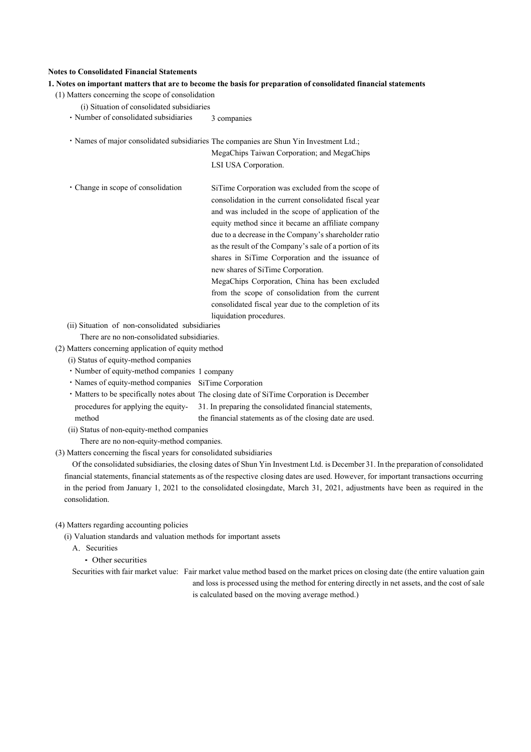**Notes to Consolidated Financial Statements**

**1. Notes on important matters that are to become the basis for preparation of consolidated financial statements**

(1) Matters concerning the scope of consolidation

(i) Situation of consolidated subsidiaries

- Number of consolidated subsidiaries: 3 companies
- Names of major consolidated subsidiaries: The companies are Shun Yin Investment Ltd.; MegaChips Taiwan Corporation; and MegaChips LSI USA Corporation.
- Change in scope of consolidation: SiTime Corporation was excluded from the scope of consolidation in the current consolidated fiscal year and was included in the scope of application of the equity method since it became an affiliate company due to a decrease in the Company's shareholder ratio as the result of the Company's sale of a portion of its shares in SiTime Corporation and the issuance of new shares of SiTime Corporation.
  MegaChips Corporation, China has been excluded from the scope of consolidation from the current consolidated fiscal year due to the completion of its liquidation procedures.

(ii) Situation of non-consolidated subsidiaries

There are no non-consolidated subsidiaries.

(2) Matters concerning application of equity method

(i) Status of equity-method companies

- Number of equity-method companies: 1 company
- Names of equity-method companies: SiTime Corporation
- Matters to be specifically notes about procedures for applying the equity-method: The closing date of SiTime Corporation is December 31. In preparing the consolidated financial statements, the financial statements as of the closing date are used.

(ii) Status of non-equity-method companies

There are no non-equity-method companies.

(3) Matters concerning the fiscal years for consolidated subsidiaries

Of the consolidated subsidiaries, the closing dates of Shun Yin Investment Ltd. is December 31. In the preparation of consolidated financial statements, financial statements as of the respective closing dates are used. However, for important transactions occurring in the period from January 1, 2021 to the consolidated closingdate, March 31, 2021, adjustments have been as required in the consolidation.

(4) Matters regarding accounting policies

(i) Valuation standards and valuation methods for important assets

A. Securities

- Other securities

Securities with fair market value: Fair market value method based on the market prices on closing date (the entire valuation gain and loss is processed using the method for entering directly in net assets, and the cost of sale is calculated based on the moving average method.)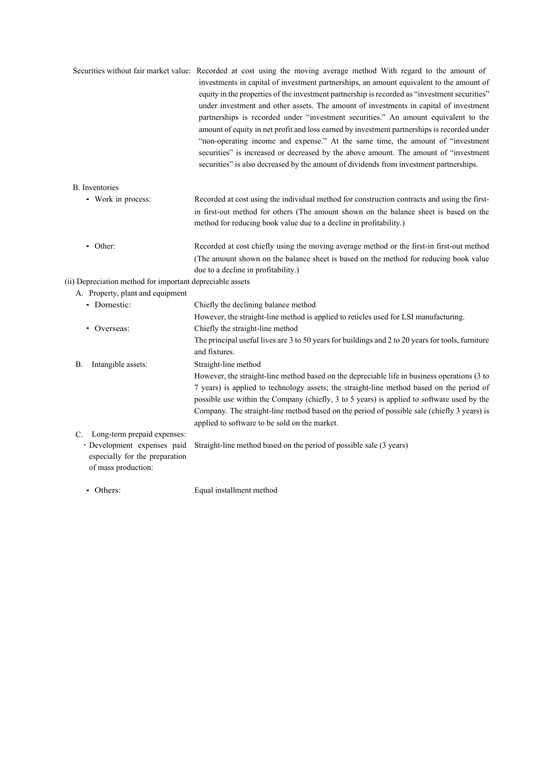Securities without fair market value: Recorded at cost using the moving average method With regard to the amount of investments in capital of investment partnerships, an amount equivalent to the amount of equity in the properties of the investment partnership is recorded as "investment securities" under investment and other assets. The amount of investments in capital of investment partnerships is recorded under "investment securities." An amount equivalent to the amount of equity in net profit and loss earned by investment partnerships is recorded under "non-operating income and expense." At the same time, the amount of "investment securities" is increased or decreased by the above amount. The amount of "investment securities" is also decreased by the amount of dividends from investment partnerships.

B. Inventories

- Work in process: Recorded at cost using the individual method for construction contracts and using the first-in first-out method for others (The amount shown on the balance sheet is based on the method for reducing book value due to a decline in profitability.)

- Other: Recorded at cost chiefly using the moving average method or the first-in first-out method (The amount shown on the balance sheet is based on the method for reducing book value due to a decline in profitability.)

(ii) Depreciation method for important depreciable assets

A. Property, plant and equipment

- Domestic: Chiefly the declining balance method
  However, the straight-line method is applied to reticles used for LSI manufacturing.

- Overseas: Chiefly the straight-line method
  The principal useful lives are 3 to 50 years for buildings and 2 to 20 years for tools, furniture and fixtures.

B. Intangible assets: Straight-line method
However, the straight-line method based on the depreciable life in business operations (3 to 7 years) is applied to technology assets; the straight-line method based on the period of possible use within the Company (chiefly, 3 to 5 years) is applied to software used by the Company. The straight-line method based on the period of possible sale (chiefly 3 years) is applied to software to be sold on the market.

C. Long-term prepaid expenses:

- Development expenses paid especially for the preparation of mass production: Straight-line method based on the period of possible sale (3 years)

- Others: Equal installment method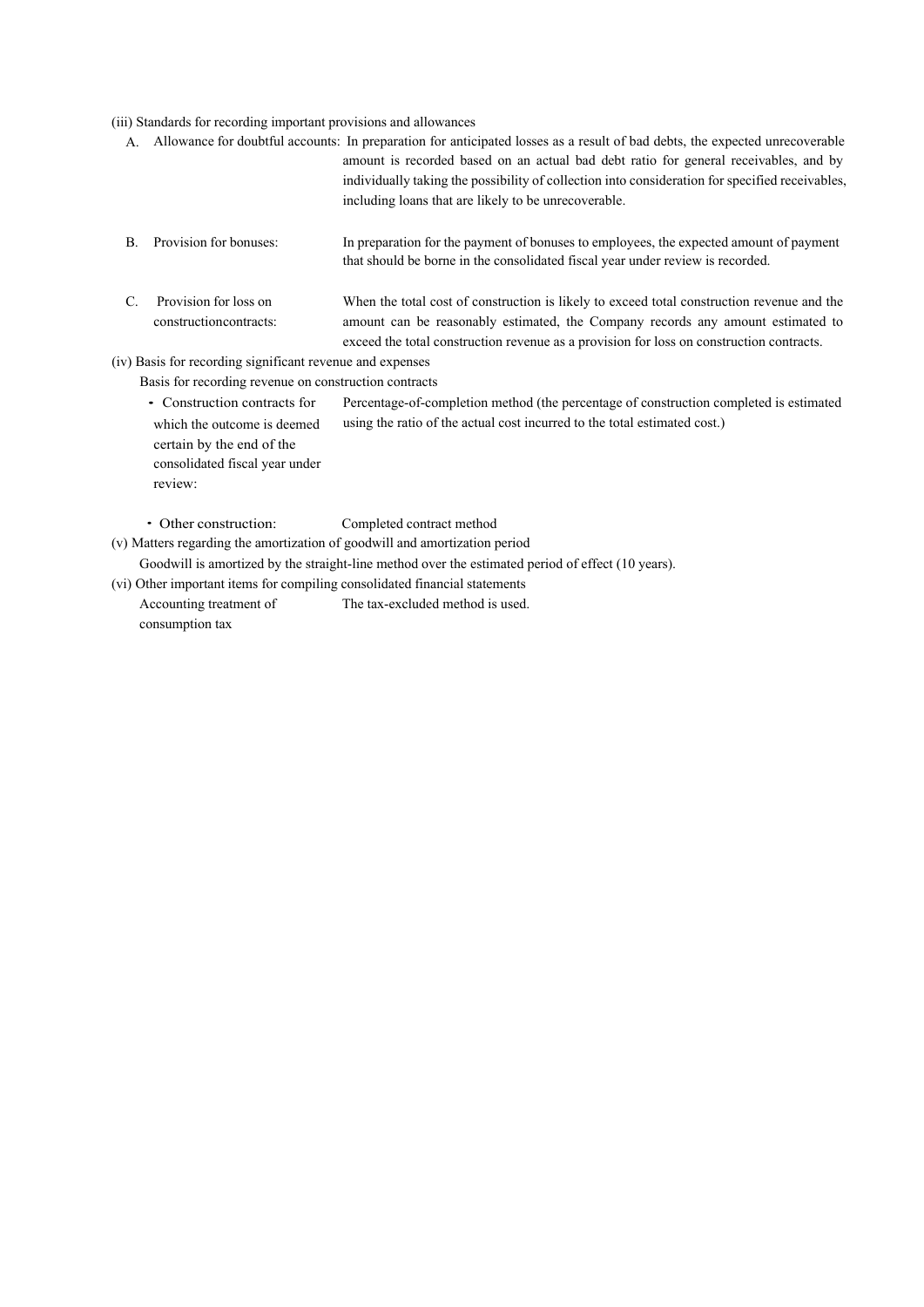(iii) Standards for recording important provisions and allowances

A. Allowance for doubtful accounts: In preparation for anticipated losses as a result of bad debts, the expected unrecoverable amount is recorded based on an actual bad debt ratio for general receivables, and by individually taking the possibility of collection into consideration for specified receivables, including loans that are likely to be unrecoverable.

B. Provision for bonuses: In preparation for the payment of bonuses to employees, the expected amount of payment that should be borne in the consolidated fiscal year under review is recorded.

C. Provision for loss on constructioncontracts: When the total cost of construction is likely to exceed total construction revenue and the amount can be reasonably estimated, the Company records any amount estimated to exceed the total construction revenue as a provision for loss on construction contracts.

(iv) Basis for recording significant revenue and expenses

Basis for recording revenue on construction contracts

- Construction contracts for which the outcome is deemed certain by the end of the consolidated fiscal year under review: Percentage-of-completion method (the percentage of construction completed is estimated using the ratio of the actual cost incurred to the total estimated cost.)

- Other construction: Completed contract method

(v) Matters regarding the amortization of goodwill and amortization period

Goodwill is amortized by the straight-line method over the estimated period of effect (10 years).

(vi) Other important items for compiling consolidated financial statements

Accounting treatment of consumption tax: The tax-excluded method is used.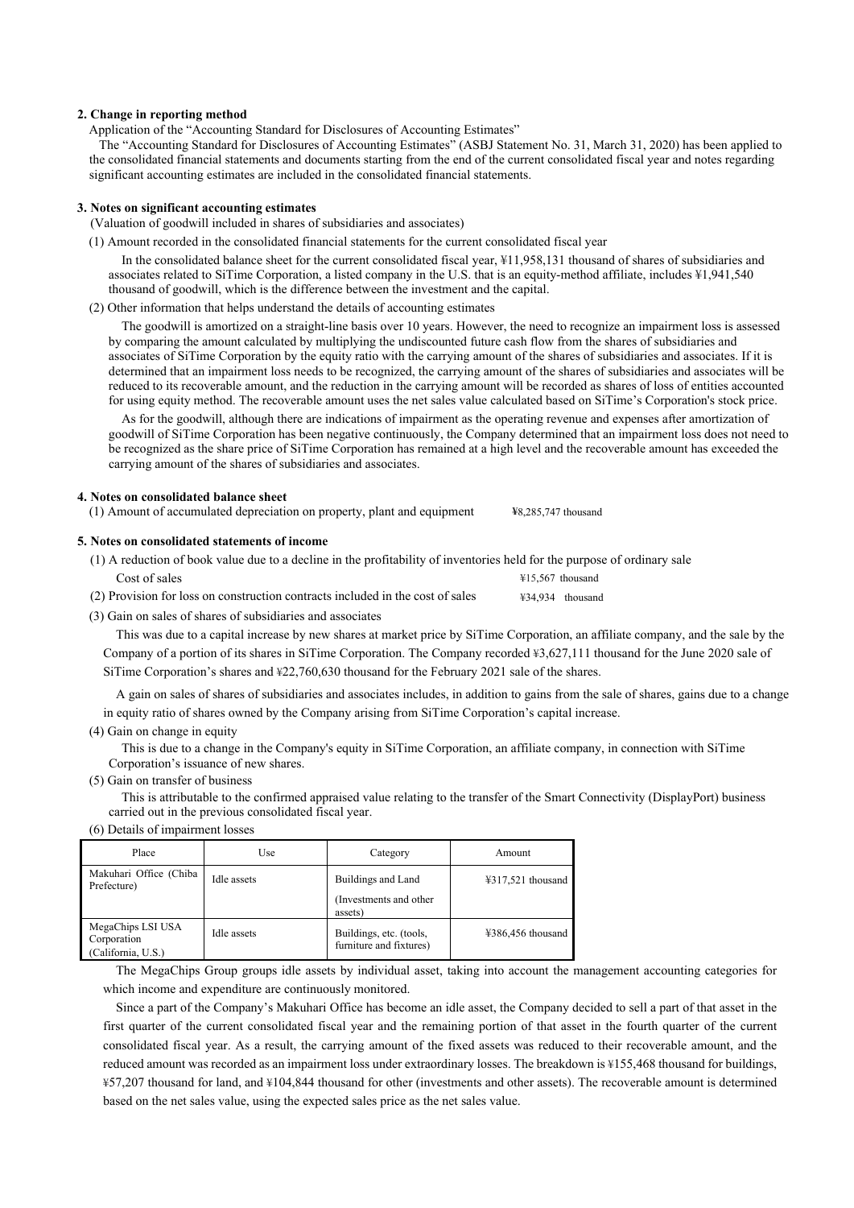## 2. Change in reporting method

Application of the "Accounting Standard for Disclosures of Accounting Estimates"

The "Accounting Standard for Disclosures of Accounting Estimates" (ASBJ Statement No. 31, March 31, 2020) has been applied to the consolidated financial statements and documents starting from the end of the current consolidated fiscal year and notes regarding significant accounting estimates are included in the consolidated financial statements.

## 3. Notes on significant accounting estimates

(Valuation of goodwill included in shares of subsidiaries and associates)

(1) Amount recorded in the consolidated financial statements for the current consolidated fiscal year

In the consolidated balance sheet for the current consolidated fiscal year, ¥11,958,131 thousand of shares of subsidiaries and associates related to SiTime Corporation, a listed company in the U.S. that is an equity-method affiliate, includes ¥1,941,540 thousand of goodwill, which is the difference between the investment and the capital.

(2) Other information that helps understand the details of accounting estimates

The goodwill is amortized on a straight-line basis over 10 years. However, the need to recognize an impairment loss is assessed by comparing the amount calculated by multiplying the undiscounted future cash flow from the shares of subsidiaries and associates of SiTime Corporation by the equity ratio with the carrying amount of the shares of subsidiaries and associates. If it is determined that an impairment loss needs to be recognized, the carrying amount of the shares of subsidiaries and associates will be reduced to its recoverable amount, and the reduction in the carrying amount will be recorded as shares of loss of entities accounted for using equity method. The recoverable amount uses the net sales value calculated based on SiTime's Corporation's stock price.

As for the goodwill, although there are indications of impairment as the operating revenue and expenses after amortization of goodwill of SiTime Corporation has been negative continuously, the Company determined that an impairment loss does not need to be recognized as the share price of SiTime Corporation has remained at a high level and the recoverable amount has exceeded the carrying amount of the shares of subsidiaries and associates.

## 4. Notes on consolidated balance sheet

(1) Amount of accumulated depreciation on property, plant and equipment ¥8,285,747 thousand

## 5. Notes on consolidated statements of income

(1) A reduction of book value due to a decline in the profitability of inventories held for the purpose of ordinary sale

Cost of sales ¥15,567 thousand

(2) Provision for loss on construction contracts included in the cost of sales ¥34,934 thousand

(3) Gain on sales of shares of subsidiaries and associates

This was due to a capital increase by new shares at market price by SiTime Corporation, an affiliate company, and the sale by the Company of a portion of its shares in SiTime Corporation. The Company recorded ¥3,627,111 thousand for the June 2020 sale of SiTime Corporation's shares and ¥22,760,630 thousand for the February 2021 sale of the shares.

A gain on sales of shares of subsidiaries and associates includes, in addition to gains from the sale of shares, gains due to a change in equity ratio of shares owned by the Company arising from SiTime Corporation's capital increase.

(4) Gain on change in equity

This is due to a change in the Company's equity in SiTime Corporation, an affiliate company, in connection with SiTime Corporation's issuance of new shares.

(5) Gain on transfer of business

This is attributable to the confirmed appraised value relating to the transfer of the Smart Connectivity (DisplayPort) business carried out in the previous consolidated fiscal year.

(6) Details of impairment losses

| Place | Use | Category | Amount |
|---|---|---|---|
| Makuhari Office (Chiba Prefecture) | Idle assets | Buildings and Land (Investments and other assets) | ¥317,521 thousand |
| MegaChips LSI USA Corporation (California, U.S.) | Idle assets | Buildings, etc. (tools, furniture and fixtures) | ¥386,456 thousand |

The MegaChips Group groups idle assets by individual asset, taking into account the management accounting categories for which income and expenditure are continuously monitored.

Since a part of the Company's Makuhari Office has become an idle asset, the Company decided to sell a part of that asset in the first quarter of the current consolidated fiscal year and the remaining portion of that asset in the fourth quarter of the current consolidated fiscal year. As a result, the carrying amount of the fixed assets was reduced to their recoverable amount, and the reduced amount was recorded as an impairment loss under extraordinary losses. The breakdown is ¥155,468 thousand for buildings, ¥57,207 thousand for land, and ¥104,844 thousand for other (investments and other assets). The recoverable amount is determined based on the net sales value, using the expected sales price as the net sales value.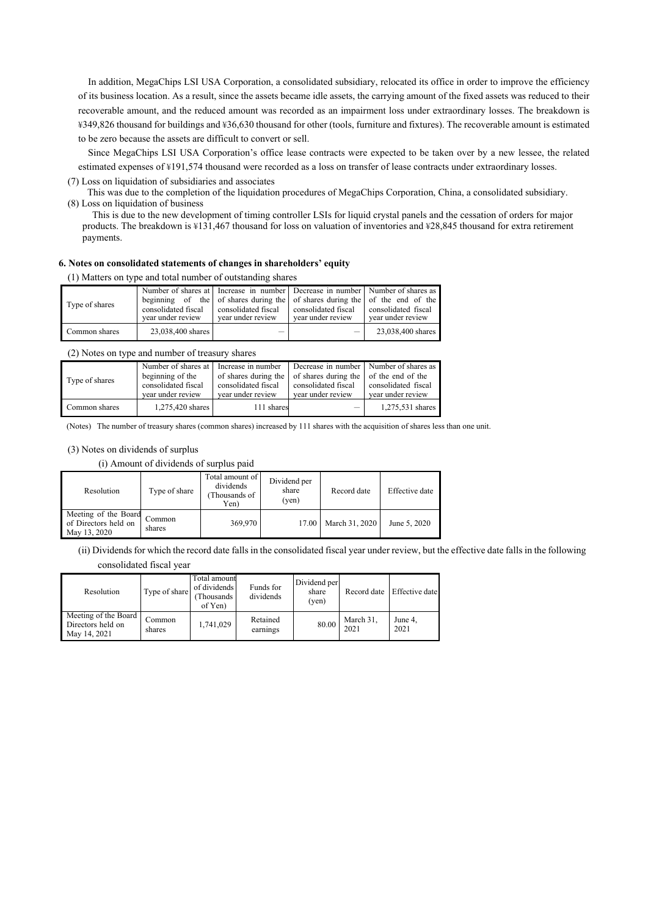In addition, MegaChips LSI USA Corporation, a consolidated subsidiary, relocated its office in order to improve the efficiency of its business location. As a result, since the assets became idle assets, the carrying amount of the fixed assets was reduced to their recoverable amount, and the reduced amount was recorded as an impairment loss under extraordinary losses. The breakdown is ¥349,826 thousand for buildings and ¥36,630 thousand for other (tools, furniture and fixtures). The recoverable amount is estimated to be zero because the assets are difficult to convert or sell.

Since MegaChips LSI USA Corporation's office lease contracts were expected to be taken over by a new lessee, the related estimated expenses of ¥191,574 thousand were recorded as a loss on transfer of lease contracts under extraordinary losses.

(7) Loss on liquidation of subsidiaries and associates

This was due to the completion of the liquidation procedures of MegaChips Corporation, China, a consolidated subsidiary.

(8) Loss on liquidation of business

This is due to the new development of timing controller LSIs for liquid crystal panels and the cessation of orders for major products. The breakdown is ¥131,467 thousand for loss on valuation of inventories and ¥28,845 thousand for extra retirement payments.

### 6. Notes on consolidated statements of changes in shareholders' equity

(1) Matters on type and total number of outstanding shares

| Type of shares | Number of shares at beginning of the consolidated fiscal year under review | Increase in number of shares during the consolidated fiscal year under review | Decrease in number of shares during the consolidated fiscal year under review | Number of shares as of the end of the consolidated fiscal year under review |
|---|---|---|---|---|
| Common shares | 23,038,400 shares | — | — | 23,038,400 shares |

(2) Notes on type and number of treasury shares

| Type of shares | Number of shares at beginning of the consolidated fiscal year under review | Increase in number of shares during the consolidated fiscal year under review | Decrease in number of shares during the consolidated fiscal year under review | Number of shares as of the end of the consolidated fiscal year under review |
|---|---|---|---|---|
| Common shares | 1,275,420 shares | 111 shares | — | 1,275,531 shares |

(Notes) The number of treasury shares (common shares) increased by 111 shares with the acquisition of shares less than one unit.

(3) Notes on dividends of surplus

(i) Amount of dividends of surplus paid

| Resolution | Type of share | Total amount of dividends (Thousands of Yen) | Dividend per share (yen) | Record date | Effective date |
|---|---|---|---|---|---|
| Meeting of the Board of Directors held on May 13, 2020 | Common shares | 369,970 | 17.00 | March 31, 2020 | June 5, 2020 |

(ii) Dividends for which the record date falls in the consolidated fiscal year under review, but the effective date falls in the following consolidated fiscal year

| Resolution | Type of share | Total amount of dividends (Thousands of Yen) | Funds for dividends | Dividend per share (yen) | Record date | Effective date |
|---|---|---|---|---|---|---|
| Meeting of the Board Directors held on May 14, 2021 | Common shares | 1,741,029 | Retained earnings | 80.00 | March 31, 2021 | June 4, 2021 |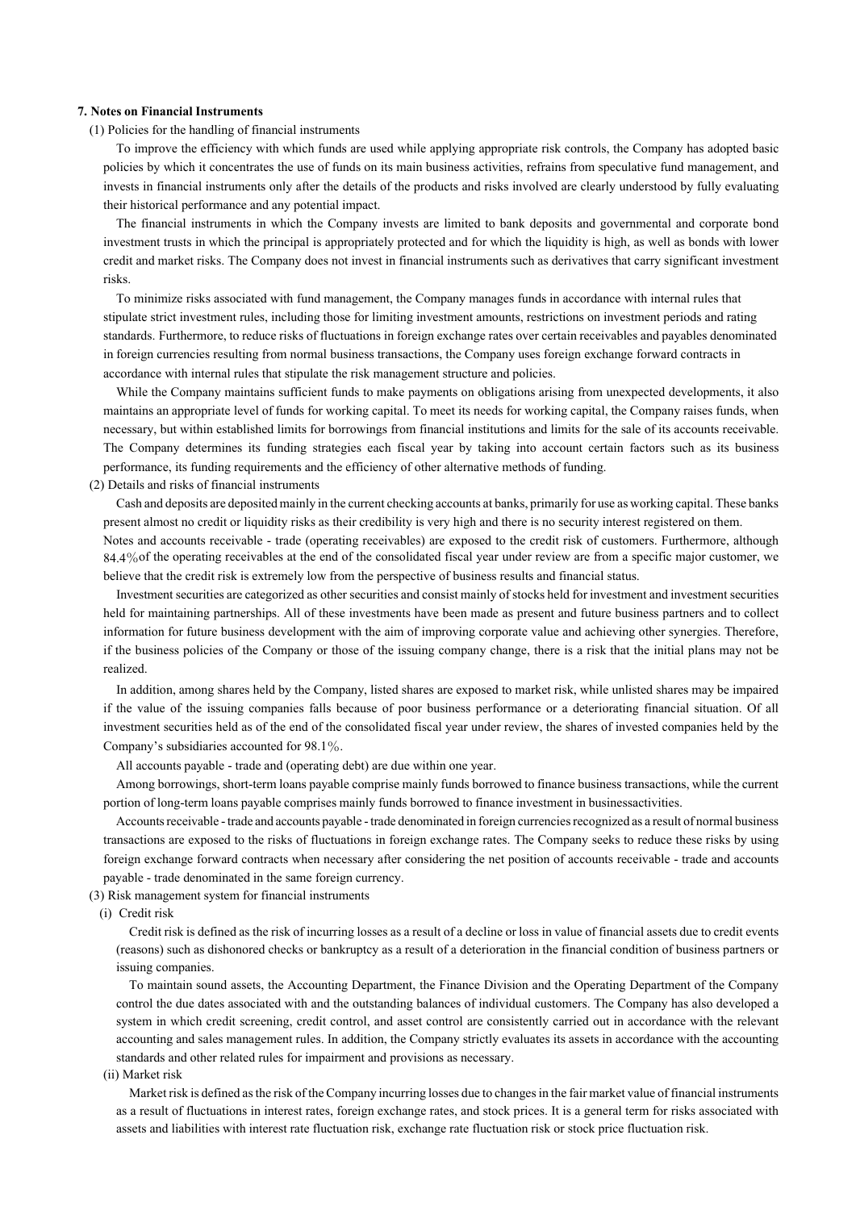**7. Notes on Financial Instruments**

(1) Policies for the handling of financial instruments

To improve the efficiency with which funds are used while applying appropriate risk controls, the Company has adopted basic policies by which it concentrates the use of funds on its main business activities, refrains from speculative fund management, and invests in financial instruments only after the details of the products and risks involved are clearly understood by fully evaluating their historical performance and any potential impact.

The financial instruments in which the Company invests are limited to bank deposits and governmental and corporate bond investment trusts in which the principal is appropriately protected and for which the liquidity is high, as well as bonds with lower credit and market risks. The Company does not invest in financial instruments such as derivatives that carry significant investment risks.

To minimize risks associated with fund management, the Company manages funds in accordance with internal rules that stipulate strict investment rules, including those for limiting investment amounts, restrictions on investment periods and rating standards. Furthermore, to reduce risks of fluctuations in foreign exchange rates over certain receivables and payables denominated in foreign currencies resulting from normal business transactions, the Company uses foreign exchange forward contracts in accordance with internal rules that stipulate the risk management structure and policies.

While the Company maintains sufficient funds to make payments on obligations arising from unexpected developments, it also maintains an appropriate level of funds for working capital. To meet its needs for working capital, the Company raises funds, when necessary, but within established limits for borrowings from financial institutions and limits for the sale of its accounts receivable. The Company determines its funding strategies each fiscal year by taking into account certain factors such as its business performance, its funding requirements and the efficiency of other alternative methods of funding.

(2) Details and risks of financial instruments

Cash and deposits are deposited mainly in the current checking accounts at banks, primarily for use as working capital. These banks present almost no credit or liquidity risks as their credibility is very high and there is no security interest registered on them.

Notes and accounts receivable - trade (operating receivables) are exposed to the credit risk of customers. Furthermore, although 84.4% of the operating receivables at the end of the consolidated fiscal year under review are from a specific major customer, we believe that the credit risk is extremely low from the perspective of business results and financial status.

Investment securities are categorized as other securities and consist mainly of stocks held for investment and investment securities held for maintaining partnerships. All of these investments have been made as present and future business partners and to collect information for future business development with the aim of improving corporate value and achieving other synergies. Therefore, if the business policies of the Company or those of the issuing company change, there is a risk that the initial plans may not be realized.

In addition, among shares held by the Company, listed shares are exposed to market risk, while unlisted shares may be impaired if the value of the issuing companies falls because of poor business performance or a deteriorating financial situation. Of all investment securities held as of the end of the consolidated fiscal year under review, the shares of invested companies held by the Company's subsidiaries accounted for 98.1%.

All accounts payable - trade and (operating debt) are due within one year.

Among borrowings, short-term loans payable comprise mainly funds borrowed to finance business transactions, while the current portion of long-term loans payable comprises mainly funds borrowed to finance investment in businessactivities.

Accounts receivable - trade and accounts payable - trade denominated in foreign currencies recognized as a result of normal business transactions are exposed to the risks of fluctuations in foreign exchange rates. The Company seeks to reduce these risks by using foreign exchange forward contracts when necessary after considering the net position of accounts receivable - trade and accounts payable - trade denominated in the same foreign currency.

(3) Risk management system for financial instruments

(i) Credit risk

Credit risk is defined as the risk of incurring losses as a result of a decline or loss in value of financial assets due to credit events (reasons) such as dishonored checks or bankruptcy as a result of a deterioration in the financial condition of business partners or issuing companies.

To maintain sound assets, the Accounting Department, the Finance Division and the Operating Department of the Company control the due dates associated with and the outstanding balances of individual customers. The Company has also developed a system in which credit screening, credit control, and asset control are consistently carried out in accordance with the relevant accounting and sales management rules. In addition, the Company strictly evaluates its assets in accordance with the accounting standards and other related rules for impairment and provisions as necessary.

(ii) Market risk

Market risk is defined as the risk of the Company incurring losses due to changes in the fair market value of financial instruments as a result of fluctuations in interest rates, foreign exchange rates, and stock prices. It is a general term for risks associated with assets and liabilities with interest rate fluctuation risk, exchange rate fluctuation risk or stock price fluctuation risk.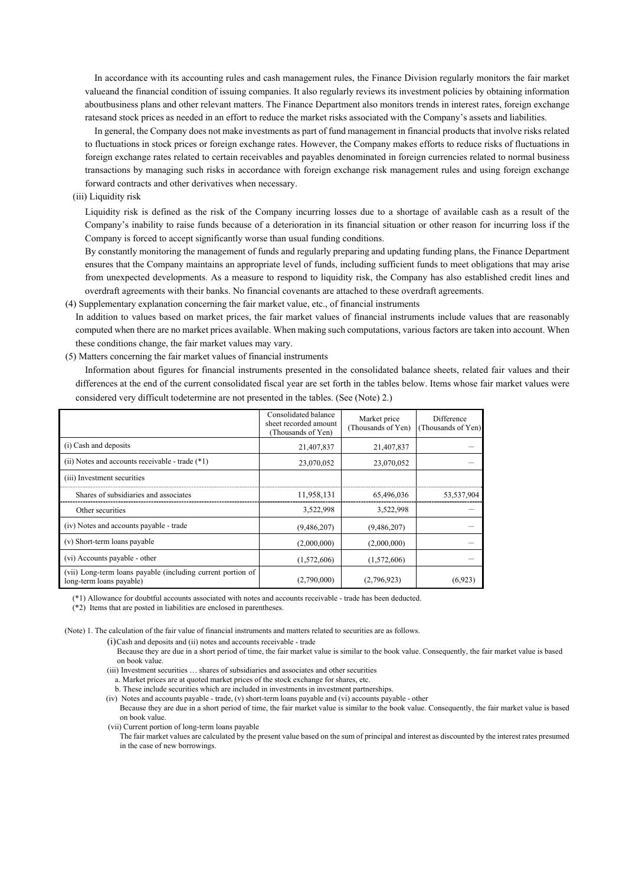In accordance with its accounting rules and cash management rules, the Finance Division regularly monitors the fair market valueand the financial condition of issuing companies. It also regularly reviews its investment policies by obtaining information aboutbusiness plans and other relevant matters. The Finance Department also monitors trends in interest rates, foreign exchange ratesand stock prices as needed in an effort to reduce the market risks associated with the Company's assets and liabilities.

In general, the Company does not make investments as part of fund management in financial products that involve risks related to fluctuations in stock prices or foreign exchange rates. However, the Company makes efforts to reduce risks of fluctuations in foreign exchange rates related to certain receivables and payables denominated in foreign currencies related to normal business transactions by managing such risks in accordance with foreign exchange risk management rules and using foreign exchange forward contracts and other derivatives when necessary.

(iii) Liquidity risk

Liquidity risk is defined as the risk of the Company incurring losses due to a shortage of available cash as a result of the Company's inability to raise funds because of a deterioration in its financial situation or other reason for incurring loss if the Company is forced to accept significantly worse than usual funding conditions.

By constantly monitoring the management of funds and regularly preparing and updating funding plans, the Finance Department ensures that the Company maintains an appropriate level of funds, including sufficient funds to meet obligations that may arise from unexpected developments. As a measure to respond to liquidity risk, the Company has also established credit lines and overdraft agreements with their banks. No financial covenants are attached to these overdraft agreements.

(4) Supplementary explanation concerning the fair market value, etc., of financial instruments

In addition to values based on market prices, the fair market values of financial instruments include values that are reasonably computed when there are no market prices available. When making such computations, various factors are taken into account. When these conditions change, the fair market values may vary.

(5) Matters concerning the fair market values of financial instruments

Information about figures for financial instruments presented in the consolidated balance sheets, related fair values and their differences at the end of the current consolidated fiscal year are set forth in the tables below. Items whose fair market values were considered very difficult todetermine are not presented in the tables. (See (Note) 2.)

| | Consolidated balance sheet recorded amount (Thousands of Yen) | Market price (Thousands of Yen) | Difference (Thousands of Yen) |
|---|---|---|---|
| (i) Cash and deposits | 21,407,837 | 21,407,837 | — |
| (ii) Notes and accounts receivable - trade (*1) | 23,070,052 | 23,070,052 | — |
| (iii) Investment securities | | | |
| Shares of subsidiaries and associates | 11,958,131 | 65,496,036 | 53,537,904 |
| Other securities | 3,522,998 | 3,522,998 | — |
| (iv) Notes and accounts payable - trade | (9,486,207) | (9,486,207) | — |
| (v) Short-term loans payable | (2,000,000) | (2,000,000) | — |
| (vi) Accounts payable - other | (1,572,606) | (1,572,606) | — |
| (vii) Long-term loans payable (including current portion of long-term loans payable) | (2,790,000) | (2,796,923) | (6,923) |

(*1) Allowance for doubtful accounts associated with notes and accounts receivable - trade has been deducted.

(*2) Items that are posted in liabilities are enclosed in parentheses.

(Note) 1. The calculation of the fair value of financial instruments and matters related to securities are as follows.

(i)Cash and deposits and (ii) notes and accounts receivable - trade

Because they are due in a short period of time, the fair market value is similar to the book value. Consequently, the fair market value is based on book value.

(iii) Investment securities … shares of subsidiaries and associates and other securities

a. Market prices are at quoted market prices of the stock exchange for shares, etc.

b. These include securities which are included in investments in investment partnerships.

(iv) Notes and accounts payable - trade, (v) short-term loans payable and (vi) accounts payable - other

Because they are due in a short period of time, the fair market value is similar to the book value. Consequently, the fair market value is based on book value.

(vii) Current portion of long-term loans payable

The fair market values are calculated by the present value based on the sum of principal and interest as discounted by the interest rates presumed in the case of new borrowings.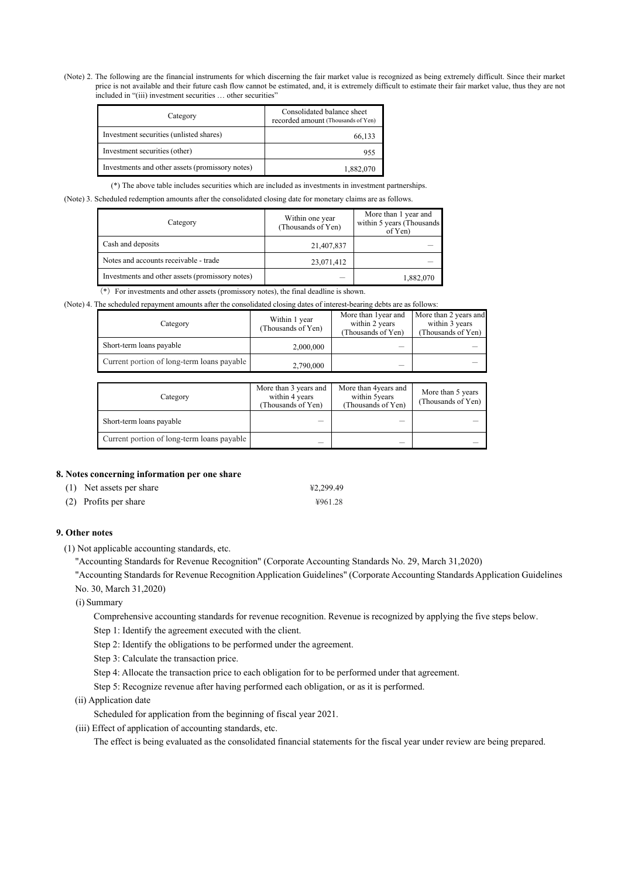(Note) 2. The following are the financial instruments for which discerning the fair market value is recognized as being extremely difficult. Since their market price is not available and their future cash flow cannot be estimated, and, it is extremely difficult to estimate their fair market value, thus they are not included in "(iii) investment securities … other securities"

| Category | Consolidated balance sheet recorded amount (Thousands of Yen) |
|---|---|
| Investment securities (unlisted shares) | 66,133 |
| Investment securities (other) | 955 |
| Investments and other assets (promissory notes) | 1,882,070 |

(*) The above table includes securities which are included as investments in investment partnerships.

(Note) 3. Scheduled redemption amounts after the consolidated closing date for monetary claims are as follows.

| Category | Within one year (Thousands of Yen) | More than 1 year and within 5 years (Thousands of Yen) |
|---|---|---|
| Cash and deposits | 21,407,837 | – |
| Notes and accounts receivable - trade | 23,071,412 | – |
| Investments and other assets (promissory notes) | – | 1,882,070 |

(*) For investments and other assets (promissory notes), the final deadline is shown.

(Note) 4. The scheduled repayment amounts after the consolidated closing dates of interest-bearing debts are as follows:

| Category | Within 1 year (Thousands of Yen) | More than 1year and within 2 years (Thousands of Yen) | More than 2 years and within 3 years (Thousands of Yen) |
|---|---|---|---|
| Short-term loans payable | 2,000,000 | – | – |
| Current portion of long-term loans payable | 2,790,000 | – | – |

| Category | More than 3 years and within 4 years (Thousands of Yen) | More than 4years and within 5years (Thousands of Yen) | More than 5 years (Thousands of Yen) |
|---|---|---|---|
| Short-term loans payable | – | – | – |
| Current portion of long-term loans payable | – | – | – |

**8. Notes concerning information per one share**

(1) Net assets per share ¥2,299.49

(2) Profits per share ¥961.28

**9. Other notes**

(1) Not applicable accounting standards, etc.

"Accounting Standards for Revenue Recognition" (Corporate Accounting Standards No. 29, March 31,2020)

"Accounting Standards for Revenue Recognition Application Guidelines" (Corporate Accounting Standards Application Guidelines No. 30, March 31,2020)

(i) Summary

Comprehensive accounting standards for revenue recognition. Revenue is recognized by applying the five steps below.

Step 1: Identify the agreement executed with the client.

Step 2: Identify the obligations to be performed under the agreement.

Step 3: Calculate the transaction price.

Step 4: Allocate the transaction price to each obligation for to be performed under that agreement.

Step 5: Recognize revenue after having performed each obligation, or as it is performed.

(ii) Application date

Scheduled for application from the beginning of fiscal year 2021.

(iii) Effect of application of accounting standards, etc.

The effect is being evaluated as the consolidated financial statements for the fiscal year under review are being prepared.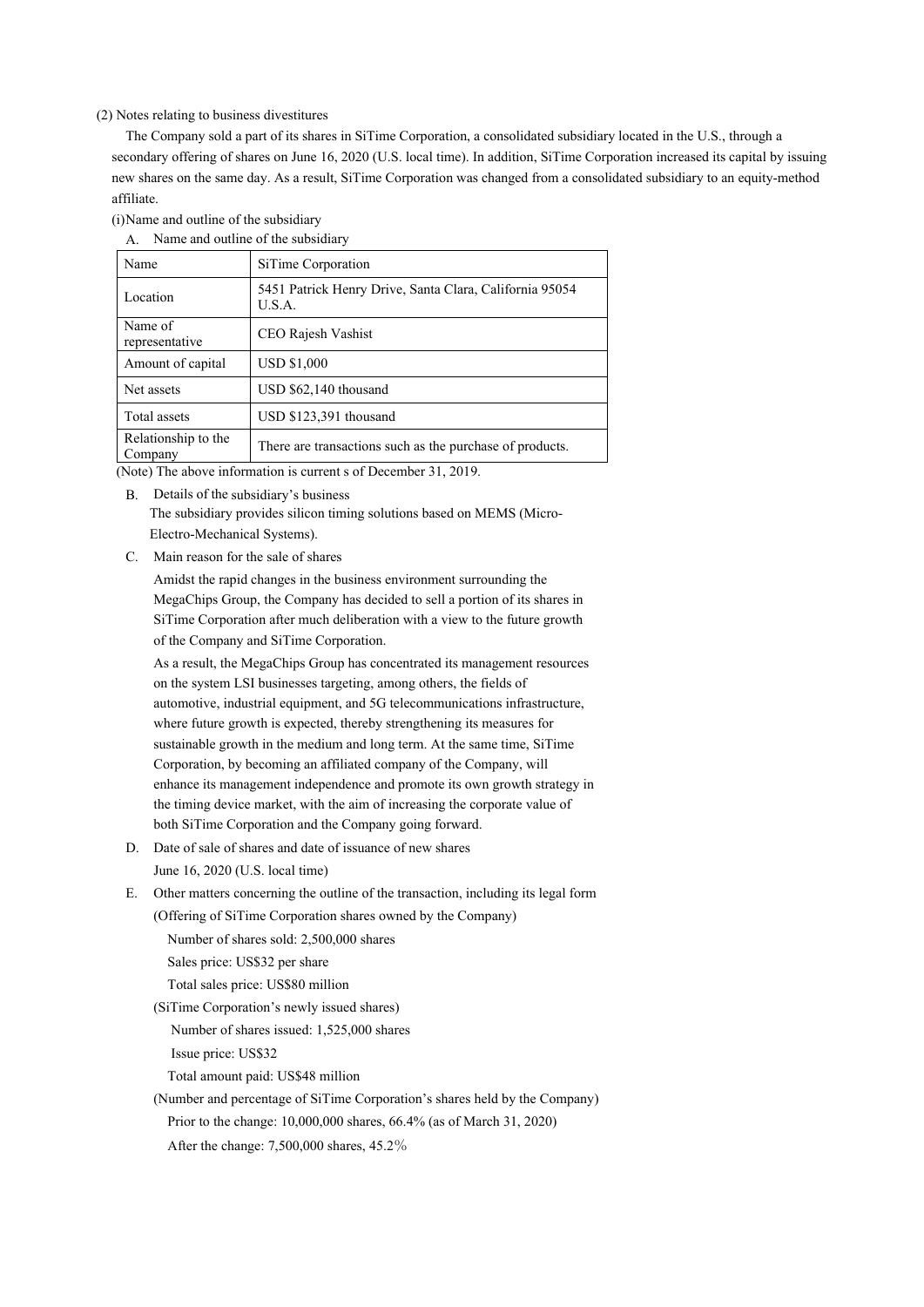(2) Notes relating to business divestitures

The Company sold a part of its shares in SiTime Corporation, a consolidated subsidiary located in the U.S., through a secondary offering of shares on June 16, 2020 (U.S. local time). In addition, SiTime Corporation increased its capital by issuing new shares on the same day. As a result, SiTime Corporation was changed from a consolidated subsidiary to an equity-method affiliate.

(i)Name and outline of the subsidiary

A. Name and outline of the subsidiary

| Name | SiTime Corporation |
|---|---|
| Location | 5451 Patrick Henry Drive, Santa Clara, California 95054 U.S.A. |
| Name of representative | CEO Rajesh Vashist |
| Amount of capital | USD $1,000 |
| Net assets | USD $62,140 thousand |
| Total assets | USD $123,391 thousand |
| Relationship to the Company | There are transactions such as the purchase of products. |

(Note) The above information is current s of December 31, 2019.

B. Details of the subsidiary's business

The subsidiary provides silicon timing solutions based on MEMS (Micro-Electro-Mechanical Systems).

C. Main reason for the sale of shares

Amidst the rapid changes in the business environment surrounding the MegaChips Group, the Company has decided to sell a portion of its shares in SiTime Corporation after much deliberation with a view to the future growth of the Company and SiTime Corporation.

As a result, the MegaChips Group has concentrated its management resources on the system LSI businesses targeting, among others, the fields of automotive, industrial equipment, and 5G telecommunications infrastructure, where future growth is expected, thereby strengthening its measures for sustainable growth in the medium and long term. At the same time, SiTime Corporation, by becoming an affiliated company of the Company, will enhance its management independence and promote its own growth strategy in the timing device market, with the aim of increasing the corporate value of both SiTime Corporation and the Company going forward.

D. Date of sale of shares and date of issuance of new shares

June 16, 2020 (U.S. local time)

E. Other matters concerning the outline of the transaction, including its legal form

(Offering of SiTime Corporation shares owned by the Company)

Number of shares sold: 2,500,000 shares

Sales price: US$32 per share

Total sales price: US$80 million

(SiTime Corporation's newly issued shares)

Number of shares issued: 1,525,000 shares

Issue price: US$32

Total amount paid: US$48 million

(Number and percentage of SiTime Corporation's shares held by the Company)

Prior to the change: 10,000,000 shares, 66.4% (as of March 31, 2020)

After the change: 7,500,000 shares, 45.2%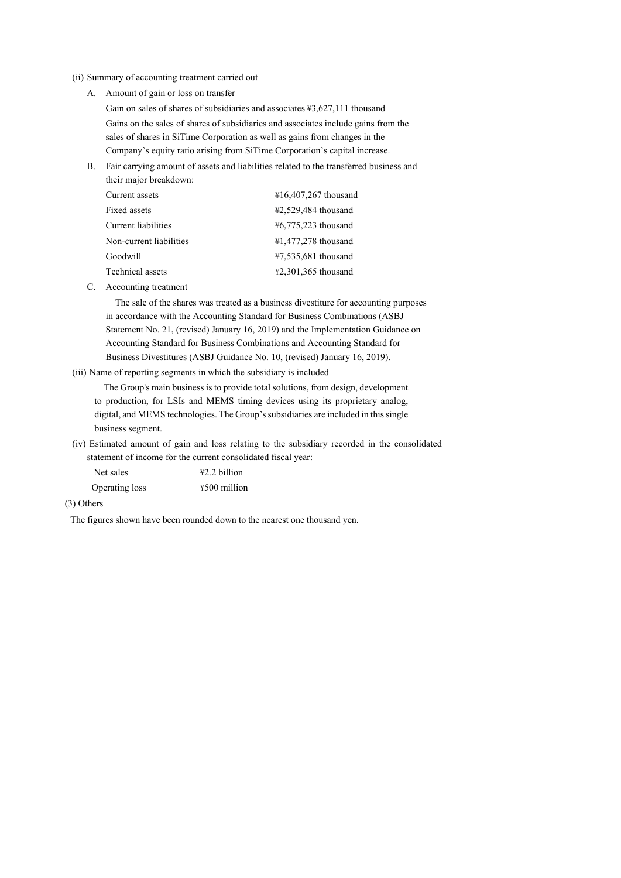(ii) Summary of accounting treatment carried out

A. Amount of gain or loss on transfer

Gain on sales of shares of subsidiaries and associates ¥3,627,111 thousand

Gains on the sales of shares of subsidiaries and associates include gains from the sales of shares in SiTime Corporation as well as gains from changes in the Company's equity ratio arising from SiTime Corporation's capital increase.

B. Fair carrying amount of assets and liabilities related to the transferred business and their major breakdown:

| | |
|---|---|
| Current assets | ¥16,407,267 thousand |
| Fixed assets | ¥2,529,484 thousand |
| Current liabilities | ¥6,775,223 thousand |
| Non-current liabilities | ¥1,477,278 thousand |
| Goodwill | ¥7,535,681 thousand |
| Technical assets | ¥2,301,365 thousand |

C. Accounting treatment

The sale of the shares was treated as a business divestiture for accounting purposes in accordance with the Accounting Standard for Business Combinations (ASBJ Statement No. 21, (revised) January 16, 2019) and the Implementation Guidance on Accounting Standard for Business Combinations and Accounting Standard for Business Divestitures (ASBJ Guidance No. 10, (revised) January 16, 2019).

(iii) Name of reporting segments in which the subsidiary is included

The Group's main business is to provide total solutions, from design, development to production, for LSIs and MEMS timing devices using its proprietary analog, digital, and MEMS technologies. The Group's subsidiaries are included in this single business segment.

(iv) Estimated amount of gain and loss relating to the subsidiary recorded in the consolidated statement of income for the current consolidated fiscal year:

| | |
|---|---|
| Net sales | ¥2.2 billion |
| Operating loss | ¥500 million |

(3) Others

The figures shown have been rounded down to the nearest one thousand yen.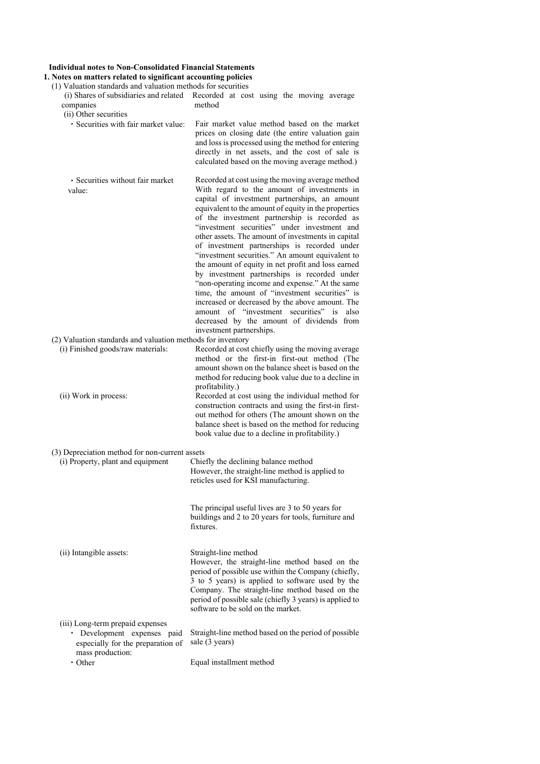**Individual notes to Non-Consolidated Financial Statements**

**1. Notes on matters related to significant accounting policies**

(1) Valuation standards and valuation methods for securities

(i) Shares of subsidiaries and related companies: Recorded at cost using the moving average method

(ii) Other securities

・Securities with fair market value: Fair market value method based on the market prices on closing date (the entire valuation gain and loss is processed using the method for entering directly in net assets, and the cost of sale is calculated based on the moving average method.)

・Securities without fair market value: Recorded at cost using the moving average method
With regard to the amount of investments in capital of investment partnerships, an amount equivalent to the amount of equity in the properties of the investment partnership is recorded as "investment securities" under investment and other assets. The amount of investments in capital of investment partnerships is recorded under "investment securities." An amount equivalent to the amount of equity in net profit and loss earned by investment partnerships is recorded under "non-operating income and expense." At the same time, the amount of "investment securities" is increased or decreased by the above amount. The amount of "investment securities" is also decreased by the amount of dividends from investment partnerships.

(2) Valuation standards and valuation methods for inventory

(i) Finished goods/raw materials: Recorded at cost chiefly using the moving average method or the first-in first-out method (The amount shown on the balance sheet is based on the method for reducing book value due to a decline in profitability.)

(ii) Work in process: Recorded at cost using the individual method for construction contracts and using the first-in first-out method for others (The amount shown on the balance sheet is based on the method for reducing book value due to a decline in profitability.)

(3) Depreciation method for non-current assets

(i) Property, plant and equipment: Chiefly the declining balance method
However, the straight-line method is applied to reticles used for KSI manufacturing.

The principal useful lives are 3 to 50 years for buildings and 2 to 20 years for tools, furniture and fixtures.

(ii) Intangible assets: Straight-line method
However, the straight-line method based on the period of possible use within the Company (chiefly, 3 to 5 years) is applied to software used by the Company. The straight-line method based on the period of possible sale (chiefly 3 years) is applied to software to be sold on the market.

(iii) Long-term prepaid expenses

・Development expenses paid especially for the preparation of mass production: Straight-line method based on the period of possible sale (3 years)

・Other: Equal installment method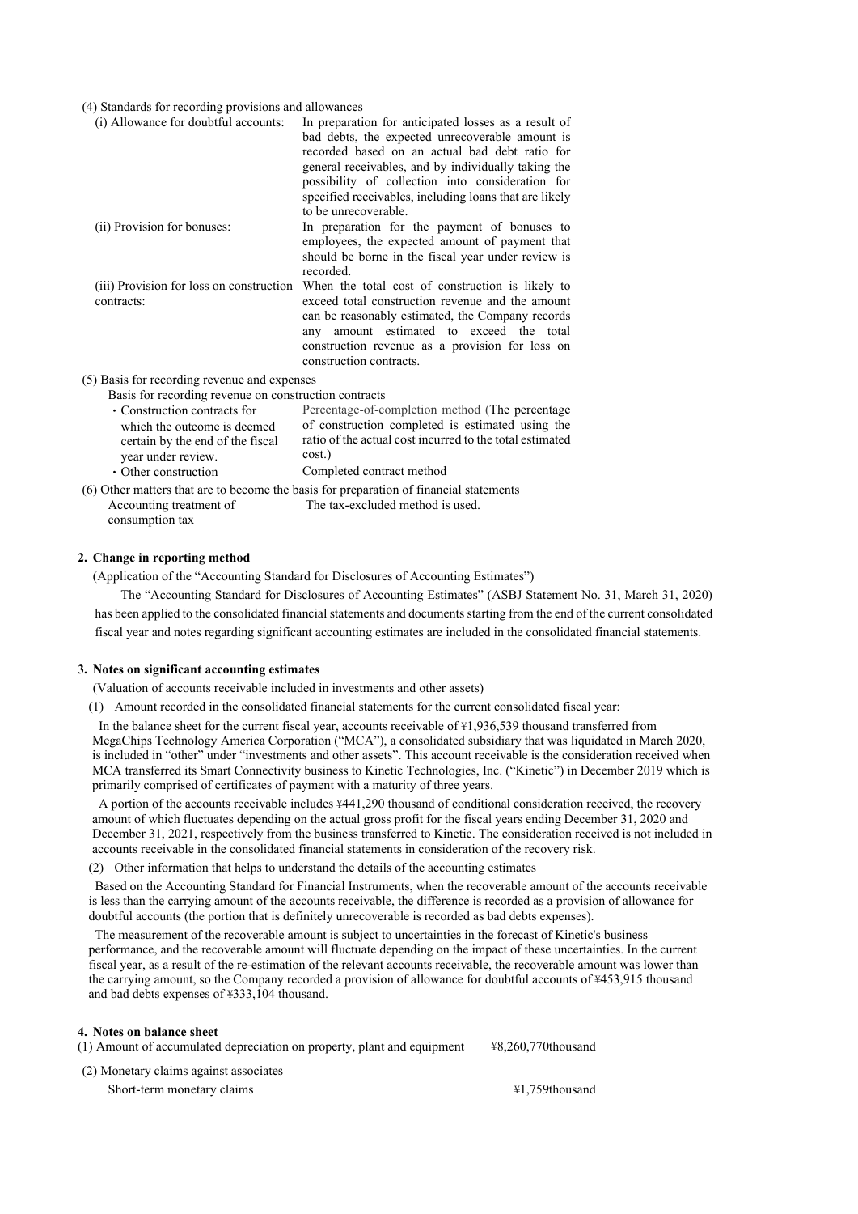(4) Standards for recording provisions and allowances

| | |
|---|---|
| (i) Allowance for doubtful accounts: | In preparation for anticipated losses as a result of bad debts, the expected unrecoverable amount is recorded based on an actual bad debt ratio for general receivables, and by individually taking the possibility of collection into consideration for specified receivables, including loans that are likely to be unrecoverable. |
| (ii) Provision for bonuses: | In preparation for the payment of bonuses to employees, the expected amount of payment that should be borne in the fiscal year under review is recorded. |
| (iii) Provision for loss on construction contracts: | When the total cost of construction is likely to exceed total construction revenue and the amount can be reasonably estimated, the Company records any amount estimated to exceed the total construction revenue as a provision for loss on construction contracts. |

(5) Basis for recording revenue and expenses

Basis for recording revenue on construction contracts

| | |
|---|---|
| ・Construction contracts for which the outcome is deemed certain by the end of the fiscal year under review. | Percentage-of-completion method (The percentage of construction completed is estimated using the ratio of the actual cost incurred to the total estimated cost.) |
| ・Other construction | Completed contract method |

(6) Other matters that are to become the basis for preparation of financial statements

| | |
|---|---|
| Accounting treatment of consumption tax | The tax-excluded method is used. |

**2. Change in reporting method**

(Application of the "Accounting Standard for Disclosures of Accounting Estimates")

The "Accounting Standard for Disclosures of Accounting Estimates" (ASBJ Statement No. 31, March 31, 2020) has been applied to the consolidated financial statements and documents starting from the end of the current consolidated fiscal year and notes regarding significant accounting estimates are included in the consolidated financial statements.

**3. Notes on significant accounting estimates**

(Valuation of accounts receivable included in investments and other assets)

(1) Amount recorded in the consolidated financial statements for the current consolidated fiscal year:

In the balance sheet for the current fiscal year, accounts receivable of ¥1,936,539 thousand transferred from MegaChips Technology America Corporation ("MCA"), a consolidated subsidiary that was liquidated in March 2020, is included in "other" under "investments and other assets". This account receivable is the consideration received when MCA transferred its Smart Connectivity business to Kinetic Technologies, Inc. ("Kinetic") in December 2019 which is primarily comprised of certificates of payment with a maturity of three years.

A portion of the accounts receivable includes ¥441,290 thousand of conditional consideration received, the recovery amount of which fluctuates depending on the actual gross profit for the fiscal years ending December 31, 2020 and December 31, 2021, respectively from the business transferred to Kinetic. The consideration received is not included in accounts receivable in the consolidated financial statements in consideration of the recovery risk.

(2) Other information that helps to understand the details of the accounting estimates

Based on the Accounting Standard for Financial Instruments, when the recoverable amount of the accounts receivable is less than the carrying amount of the accounts receivable, the difference is recorded as a provision of allowance for doubtful accounts (the portion that is definitely unrecoverable is recorded as bad debts expenses).

The measurement of the recoverable amount is subject to uncertainties in the forecast of Kinetic's business performance, and the recoverable amount will fluctuate depending on the impact of these uncertainties. In the current fiscal year, as a result of the re-estimation of the relevant accounts receivable, the recoverable amount was lower than the carrying amount, so the Company recorded a provision of allowance for doubtful accounts of ¥453,915 thousand and bad debts expenses of ¥333,104 thousand.

**4. Notes on balance sheet**

(1) Amount of accumulated depreciation on property, plant and equipment ¥8,260,770thousand

(2) Monetary claims against associates

Short-term monetary claims ¥1,759thousand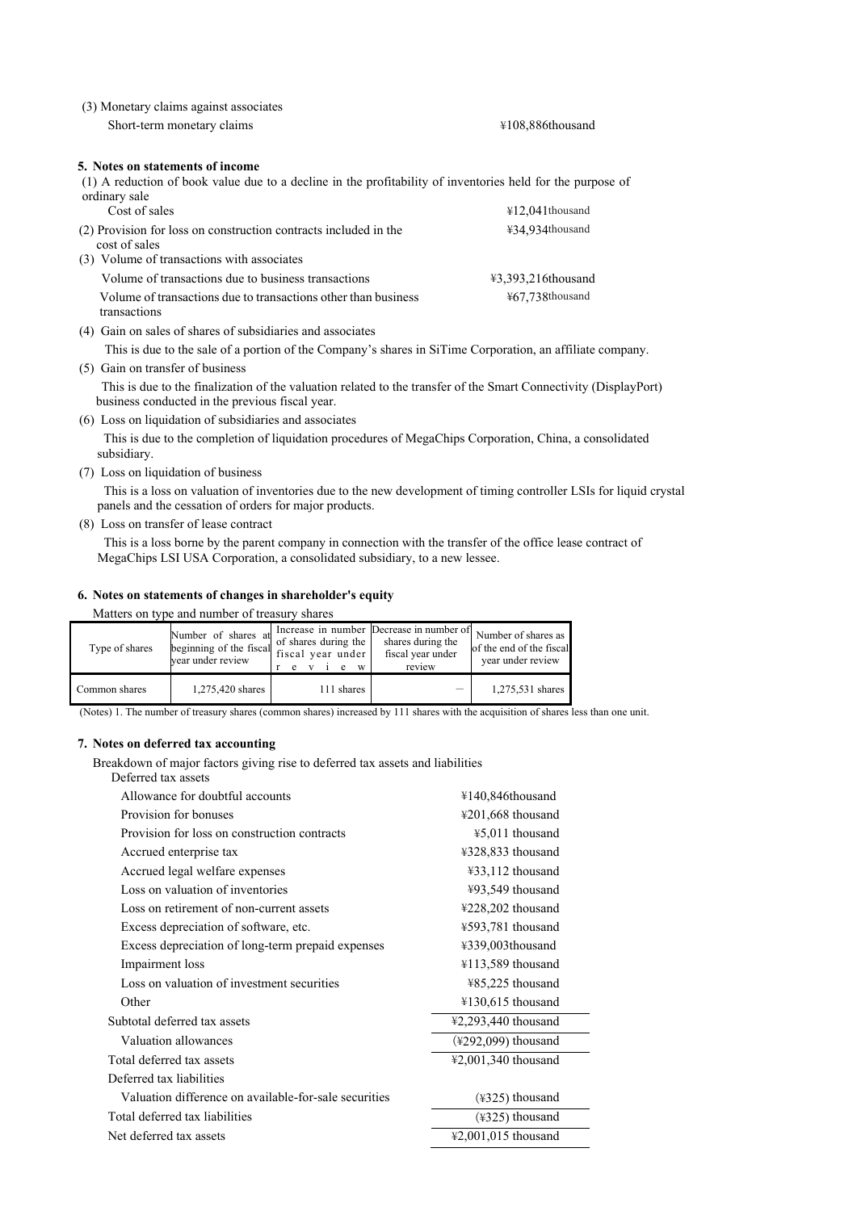(3) Monetary claims against associates

Short-term monetary claims ¥108,886thousand

## 5. Notes on statements of income

(1) A reduction of book value due to a decline in the profitability of inventories held for the purpose of ordinary sale

Cost of sales ¥12,041thousand

(2) Provision for loss on construction contracts included in the cost of sales ¥34,934thousand

(3) Volume of transactions with associates

| | |
|---|---|
| Volume of transactions due to business transactions | ¥3,393,216thousand |
| Volume of transactions due to transactions other than business transactions | ¥67,738thousand |

(4) Gain on sales of shares of subsidiaries and associates

This is due to the sale of a portion of the Company's shares in SiTime Corporation, an affiliate company.

(5) Gain on transfer of business

This is due to the finalization of the valuation related to the transfer of the Smart Connectivity (DisplayPort) business conducted in the previous fiscal year.

(6) Loss on liquidation of subsidiaries and associates

This is due to the completion of liquidation procedures of MegaChips Corporation, China, a consolidated subsidiary.

(7) Loss on liquidation of business

This is a loss on valuation of inventories due to the new development of timing controller LSIs for liquid crystal panels and the cessation of orders for major products.

(8) Loss on transfer of lease contract

This is a loss borne by the parent company in connection with the transfer of the office lease contract of MegaChips LSI USA Corporation, a consolidated subsidiary, to a new lessee.

## 6. Notes on statements of changes in shareholder's equity

Matters on type and number of treasury shares

| Type of shares | Number of shares at beginning of the fiscal year under review | Increase in number of shares during the fiscal year under review | Decrease in number of shares during the fiscal year under review | Number of shares as of the end of the fiscal year under review |
|---|---|---|---|---|
| Common shares | 1,275,420 shares | 111 shares | — | 1,275,531 shares |

(Notes) 1. The number of treasury shares (common shares) increased by 111 shares with the acquisition of shares less than one unit.

## 7. Notes on deferred tax accounting

Breakdown of major factors giving rise to deferred tax assets and liabilities

| | |
|---|---|
| Deferred tax assets | |
| Allowance for doubtful accounts | ¥140,846thousand |
| Provision for bonuses | ¥201,668 thousand |
| Provision for loss on construction contracts | ¥5,011 thousand |
| Accrued enterprise tax | ¥328,833 thousand |
| Accrued legal welfare expenses | ¥33,112 thousand |
| Loss on valuation of inventories | ¥93,549 thousand |
| Loss on retirement of non-current assets | ¥228,202 thousand |
| Excess depreciation of software, etc. | ¥593,781 thousand |
| Excess depreciation of long-term prepaid expenses | ¥339,003thousand |
| Impairment loss | ¥113,589 thousand |
| Loss on valuation of investment securities | ¥85,225 thousand |
| Other | ¥130,615 thousand |
| Subtotal deferred tax assets | ¥2,293,440 thousand |
| Valuation allowances | (¥292,099) thousand |
| Total deferred tax assets | ¥2,001,340 thousand |
| Deferred tax liabilities | |
| Valuation difference on available-for-sale securities | (¥325) thousand |
| Total deferred tax liabilities | (¥325) thousand |
| Net deferred tax assets | ¥2,001,015 thousand |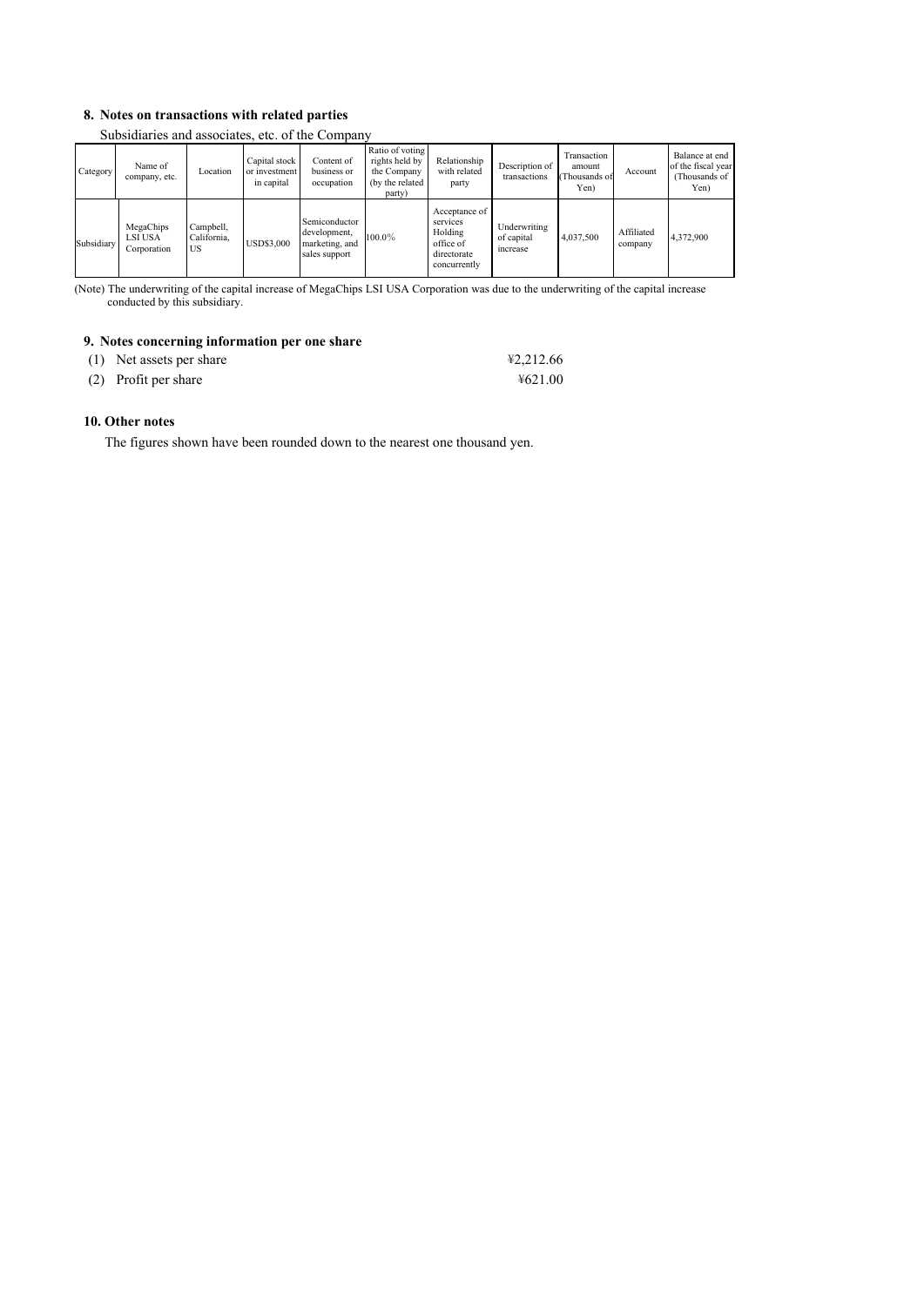## 8. Notes on transactions with related parties

Subsidiaries and associates, etc. of the Company

| Category | Name of company, etc. | Location | Capital stock or investment in capital | Content of business or occupation | Ratio of voting rights held by the Company (by the related party) | Relationship with related party | Description of transactions | Transaction amount (Thousands of Yen) | Account | Balance at end of the fiscal year (Thousands of Yen) |
|---|---|---|---|---|---|---|---|---|---|---|
| Subsidiary | MegaChips LSI USA Corporation | Campbell, California, US | USD3,000 | Semiconductor development, marketing, and sales support | 100.0% | Acceptance of services Holding office of directorate concurrently | Underwriting of capital increase | 4,037,500 | Affiliated company | 4,372,900 |

(Note) The underwriting of the capital increase of MegaChips LSI USA Corporation was due to the underwriting of the capital increase conducted by this subsidiary.

## 9. Notes concerning information per one share

(1) Net assets per share ¥2,212.66

(2) Profit per share ¥621.00

## 10. Other notes

The figures shown have been rounded down to the nearest one thousand yen.